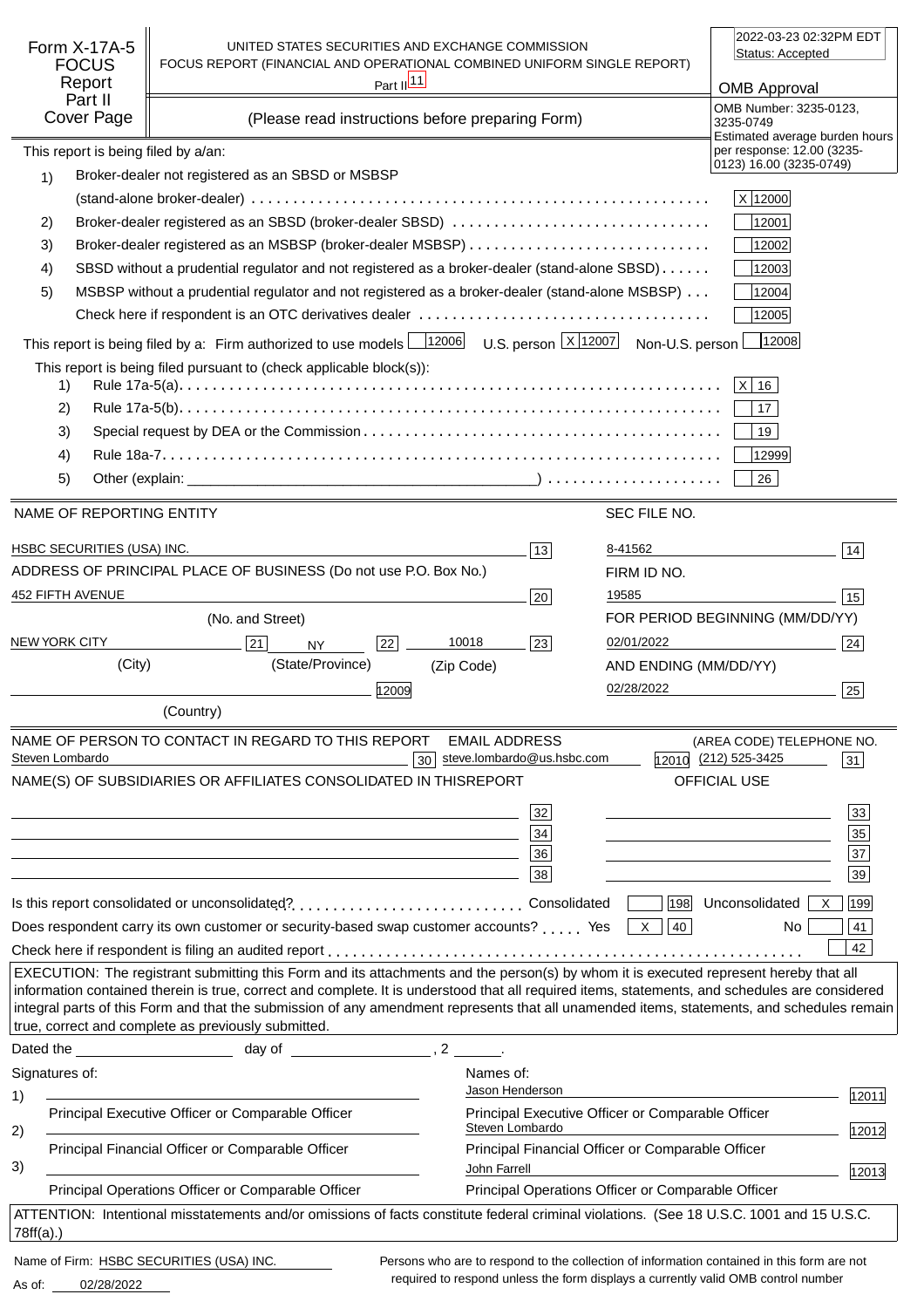# Form X-17A-5 FOCUS Report Part II Cover Page

UNITED STATES SECURITIES AND EXCHANGE COMMISSION
FOCUS REPORT (FINANCIAL AND OPERATIONAL COMBINED UNIFORM SINGLE REPORT)
Part II [11]

(Please read instructions before preparing Form)

2022-03-23 02:32PM EDT
Status: Accepted

OMB Approval
OMB Number: 3235-0123, 3235-0749
Estimated average burden hours per response: 12.00 (3235-0123) 16.00 (3235-0749)

This report is being filed by a/an:

| | | |
|---|---|---|
| 1) | Broker-dealer not registered as an SBSD or MSBSP (stand-alone broker-dealer) | X [12000] |
| 2) | Broker-dealer registered as an SBSD (broker-dealer SBSD) | [12001] |
| 3) | Broker-dealer registered as an MSBSP (broker-dealer MSBSP) | [12002] |
| 4) | SBSD without a prudential regulator and not registered as a broker-dealer (stand-alone SBSD) | [12003] |
| 5) | MSBSP without a prudential regulator and not registered as a broker-dealer (stand-alone MSBSP) | [12004] |
| | Check here if respondent is an OTC derivatives dealer | [12005] |

This report is being filed by a: Firm authorized to use models [12006] U.S. person X [12007] Non-U.S. person [12008]

This report is being filed pursuant to (check applicable block(s)):

| | | |
|---|---|---|
| 1) | Rule 17a-5(a) | X [16] |
| 2) | Rule 17a-5(b) | [17] |
| 3) | Special request by DEA or the Commission | [19] |
| 4) | Rule 18a-7 | [12999] |
| 5) | Other (explain: ) | [26] |

| | | | |
|---|---|---|---|
| NAME OF REPORTING ENTITY | | SEC FILE NO. | |
| HSBC SECURITIES (USA) INC. | [13] | 8-41562 | [14] |
| ADDRESS OF PRINCIPAL PLACE OF BUSINESS (Do not use P.O. Box No.) | | FIRM ID NO. | |
| 452 FIFTH AVENUE (No. and Street) | [20] | 19585 | [15] |
| NEW YORK CITY [21] (City) · NY [22] (State/Province) · 10018 (Zip Code) | [23] | FOR PERIOD BEGINNING (MM/DD/YY) 02/01/2022 | [24] |
| (Country) | [12009] | AND ENDING (MM/DD/YY) 02/28/2022 | [25] |

NAME OF PERSON TO CONTACT IN REGARD TO THIS REPORT: Steven Lombardo [30]
EMAIL ADDRESS: steve.lombardo@us.hsbc.com [12010]
(AREA CODE) TELEPHONE NO.: (212) 525-3425 [31]

NAME(S) OF SUBSIDIARIES OR AFFILIATES CONSOLIDATED IN THISREPORT — OFFICIAL USE

| | | | |
|---|---|---|---|
| | [32] | | [33] |
| | [34] | | [35] |
| | [36] | | [37] |
| | [38] | | [39] |

Is this report consolidated or unconsolidated? Consolidated [198] Unconsolidated X [199]

Does respondent carry its own customer or security-based swap customer accounts? Yes X [40] No [41]

Check here if respondent is filing an audited report [42]

EXECUTION: The registrant submitting this Form and its attachments and the person(s) by whom it is executed represent hereby that all information contained therein is true, correct and complete. It is understood that all required items, statements, and schedules are considered integral parts of this Form and that the submission of any amendment represents that all unamended items, statements, and schedules remain true, correct and complete as previously submitted.

Dated the ____________ day of ____________, 2 ______.

| Signatures of: | Names of: | |
|---|---|---|
| 1) Principal Executive Officer or Comparable Officer | Jason Henderson — Principal Executive Officer or Comparable Officer | [12011] |
| 2) Principal Financial Officer or Comparable Officer | Steven Lombardo — Principal Financial Officer or Comparable Officer | [12012] |
| 3) Principal Operations Officer or Comparable Officer | John Farrell — Principal Operations Officer or Comparable Officer | [12013] |

ATTENTION: Intentional misstatements and/or omissions of facts constitute federal criminal violations. (See 18 U.S.C. 1001 and 15 U.S.C. 78ff(a).)

Name of Firm: HSBC SECURITIES (USA) INC.
As of: 02/28/2022

Persons who are to respond to the collection of information contained in this form are not required to respond unless the form displays a currently valid OMB control number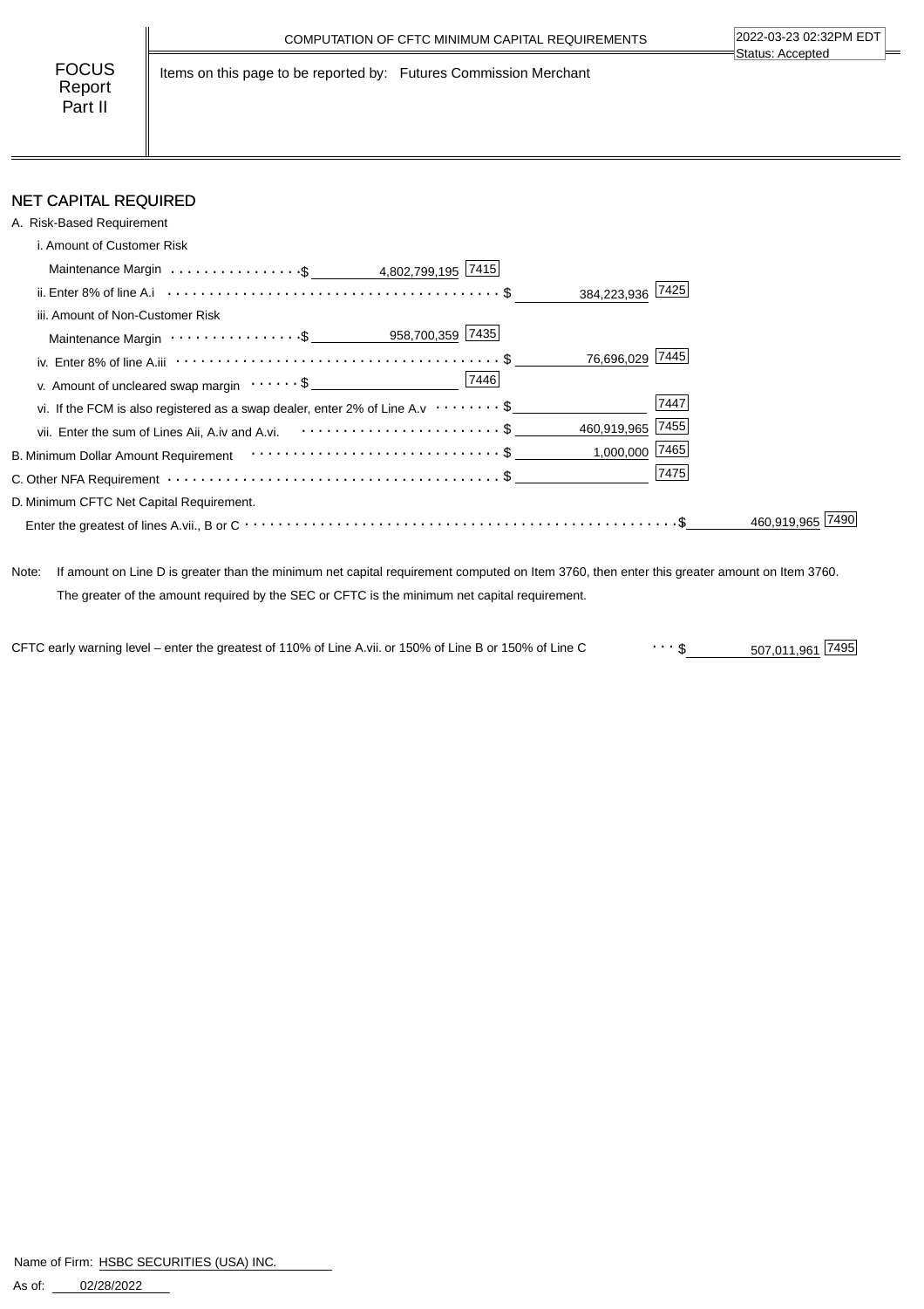COMPUTATION OF CFTC MINIMUM CAPITAL REQUIREMENTS

2022-03-23 02:32PM EDT
Status: Accepted

**FOCUS Report Part II**

Items on this page to be reported by: Futures Commission Merchant

## NET CAPITAL REQUIRED

A. Risk-Based Requirement

| | | | | |
|---|---|---|---|---|
| i. Amount of Customer Risk Maintenance Margin | $ 4,802,799,195 [7415] | | | |
| ii. Enter 8% of line A.i | | $ 384,223,936 [7425] | | |
| iii. Amount of Non-Customer Risk Maintenance Margin | $ 958,700,359 [7435] | | | |
| iv. Enter 8% of line A.iii | | $ 76,696,029 [7445] | | |
| v. Amount of uncleared swap margin | $ [7446] | | | |
| vi. If the FCM is also registered as a swap dealer, enter 2% of Line A.v | | $ [7447] | | |
| vii. Enter the sum of Lines Aii, A.iv and A.vi. | | $ 460,919,965 [7455] | | |
| B. Minimum Dollar Amount Requirement | | $ 1,000,000 [7465] | | |
| C. Other NFA Requirement | | $ [7475] | | |
| D. Minimum CFTC Net Capital Requirement. Enter the greatest of lines A.vii., B or C | | | $ 460,919,965 [7490] | |

Note: If amount on Line D is greater than the minimum net capital requirement computed on Item 3760, then enter this greater amount on Item 3760. The greater of the amount required by the SEC or CFTC is the minimum net capital requirement.

CFTC early warning level – enter the greatest of 110% of Line A.vii. or 150% of Line B or 150% of Line C ... $ 507,011,961 [7495]

Name of Firm: HSBC SECURITIES (USA) INC.

As of: 02/28/2022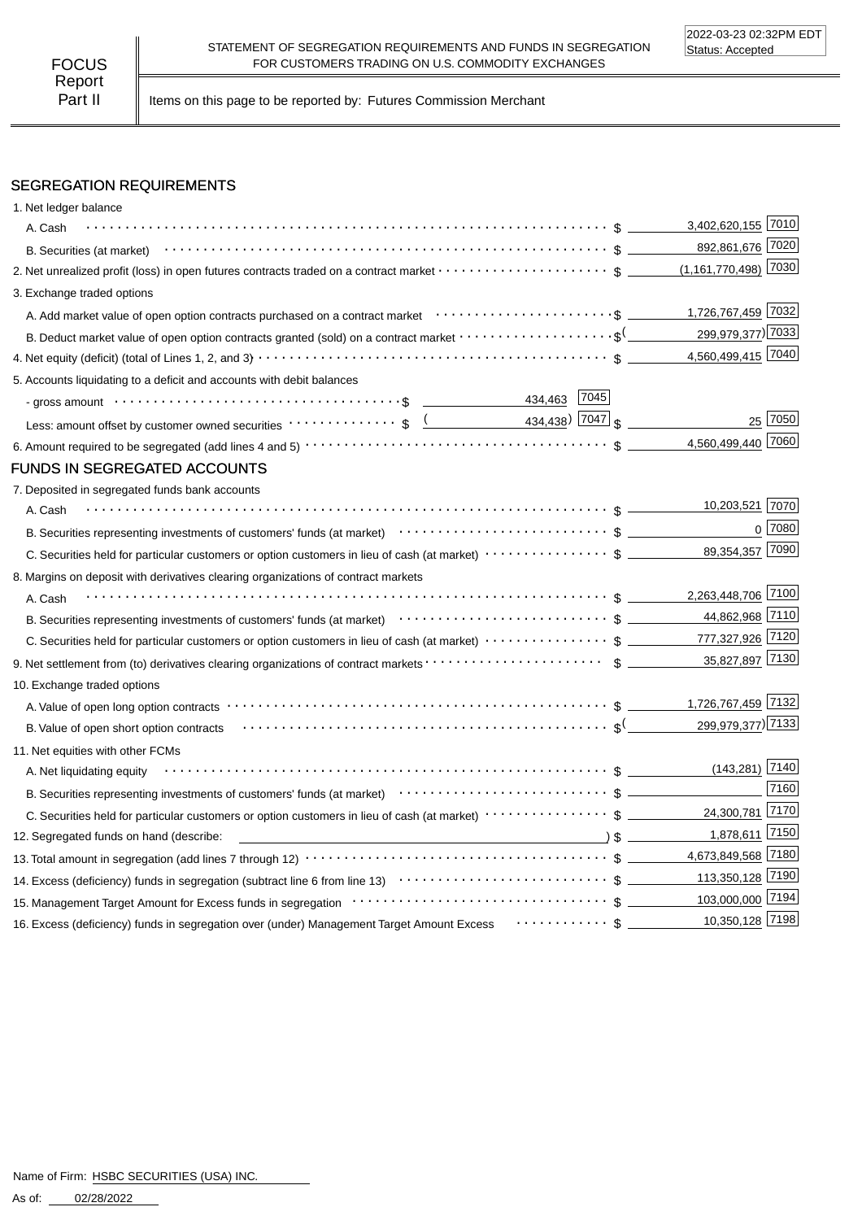FOCUS Report Part II

STATEMENT OF SEGREGATION REQUIREMENTS AND FUNDS IN SEGREGATION FOR CUSTOMERS TRADING ON U.S. COMMODITY EXCHANGES

2022-03-23 02:32PM EDT
Status: Accepted

Items on this page to be reported by: Futures Commission Merchant

## SEGREGATION REQUIREMENTS

| Item | | | Amount | Code |
|---|---|---|---|---|
| 1. Net ledger balance | | | | |
| A. Cash | | | $ 3,402,620,155 | 7010 |
| B. Securities (at market) | | | $ 892,861,676 | 7020 |
| 2. Net unrealized profit (loss) in open futures contracts traded on a contract market | | | $ (1,161,770,498) | 7030 |
| 3. Exchange traded options | | | | |
| A. Add market value of open option contracts purchased on a contract market | | | $ 1,726,767,459 | 7032 |
| B. Deduct market value of open option contracts granted (sold) on a contract market | | | $( 299,979,377) | 7033 |
| 4. Net equity (deficit) (total of Lines 1, 2, and 3) | | | $ 4,560,499,415 | 7040 |
| 5. Accounts liquidating to a deficit and accounts with debit balances | | | | |
| - gross amount | $ 434,463 | 7045 | | |
| Less: amount offset by customer owned securities | $ ( 434,438) | 7047 | $ 25 | 7050 |
| 6. Amount required to be segregated (add lines 4 and 5) | | | $ 4,560,499,440 | 7060 |

## FUNDS IN SEGREGATED ACCOUNTS

| Item | Amount | Code |
|---|---|---|
| 7. Deposited in segregated funds bank accounts | | |
| A. Cash | $ 10,203,521 | 7070 |
| B. Securities representing investments of customers' funds (at market) | $ 0 | 7080 |
| C. Securities held for particular customers or option customers in lieu of cash (at market) | $ 89,354,357 | 7090 |
| 8. Margins on deposit with derivatives clearing organizations of contract markets | | |
| A. Cash | $ 2,263,448,706 | 7100 |
| B. Securities representing investments of customers' funds (at market) | $ 44,862,968 | 7110 |
| C. Securities held for particular customers or option customers in lieu of cash (at market) | $ 777,327,926 | 7120 |
| 9. Net settlement from (to) derivatives clearing organizations of contract markets | $ 35,827,897 | 7130 |
| 10. Exchange traded options | | |
| A. Value of open long option contracts | $ 1,726,767,459 | 7132 |
| B. Value of open short option contracts | $( 299,979,377) | 7133 |
| 11. Net equities with other FCMs | | |
| A. Net liquidating equity | $ (143,281) | 7140 |
| B. Securities representing investments of customers' funds (at market) | $ | 7160 |
| C. Securities held for particular customers or option customers in lieu of cash (at market) | $ 24,300,781 | 7170 |
| 12. Segregated funds on hand (describe: ) | $ 1,878,611 | 7150 |
| 13. Total amount in segregation (add lines 7 through 12) | $ 4,673,849,568 | 7180 |
| 14. Excess (deficiency) funds in segregation (subtract line 6 from line 13) | $ 113,350,128 | 7190 |
| 15. Management Target Amount for Excess funds in segregation | $ 103,000,000 | 7194 |
| 16. Excess (deficiency) funds in segregation over (under) Management Target Amount Excess | $ 10,350,128 | 7198 |

Name of Firm: HSBC SECURITIES (USA) INC.

As of: 02/28/2022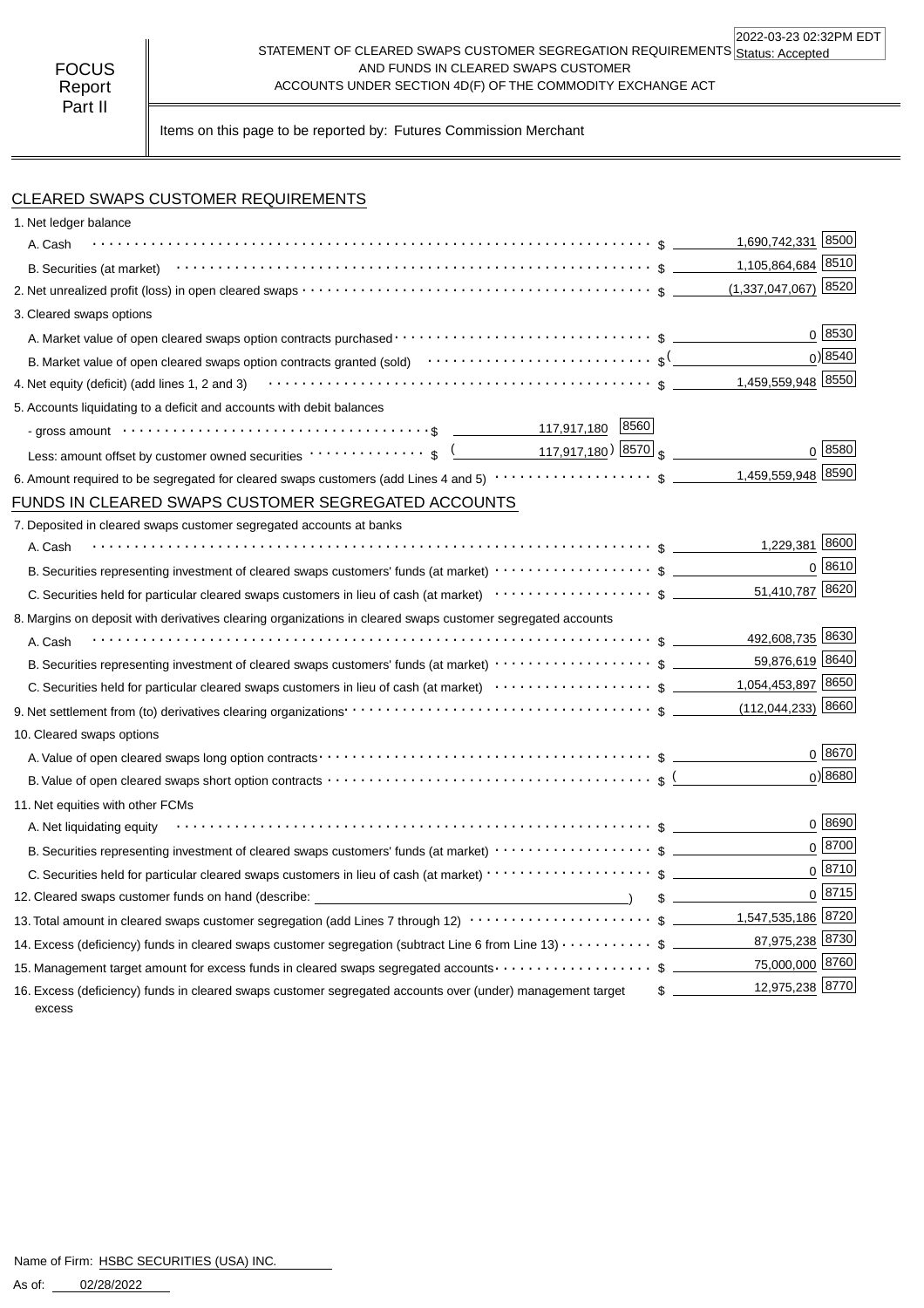FOCUS Report Part II

2022-03-23 02:32PM EDT
Status: Accepted

# STATEMENT OF CLEARED SWAPS CUSTOMER SEGREGATION REQUIREMENTS AND FUNDS IN CLEARED SWAPS CUSTOMER ACCOUNTS UNDER SECTION 4D(F) OF THE COMMODITY EXCHANGE ACT

Items on this page to be reported by: Futures Commission Merchant

## CLEARED SWAPS CUSTOMER REQUIREMENTS

| Item | | | Amount | Code |
|---|---|---|---|---|
| 1. Net ledger balance | | | | |
| A. Cash | | $ | 1,690,742,331 | 8500 |
| B. Securities (at market) | | $ | 1,105,864,684 | 8510 |
| 2. Net unrealized profit (loss) in open cleared swaps | | $ | (1,337,047,067) | 8520 |
| 3. Cleared swaps options | | | | |
| A. Market value of open cleared swaps option contracts purchased | | $ | 0 | 8530 |
| B. Market value of open cleared swaps option contracts granted (sold) | | $ | (0) | 8540 |
| 4. Net equity (deficit) (add lines 1, 2 and 3) | | $ | 1,459,559,948 | 8550 |
| 5. Accounts liquidating to a deficit and accounts with debit balances | | | | |
| - gross amount | $ 117,917,180 (8560) | | | |
| Less: amount offset by customer owned securities | $ (117,917,180) (8570) | $ | 0 | 8580 |
| 6. Amount required to be segregated for cleared swaps customers (add Lines 4 and 5) | | $ | 1,459,559,948 | 8590 |

## FUNDS IN CLEARED SWAPS CUSTOMER SEGREGATED ACCOUNTS

| Item | | Amount | Code |
|---|---|---|---|
| 7. Deposited in cleared swaps customer segregated accounts at banks | | | |
| A. Cash | $ | 1,229,381 | 8600 |
| B. Securities representing investment of cleared swaps customers' funds (at market) | $ | 0 | 8610 |
| C. Securities held for particular cleared swaps customers in lieu of cash (at market) | $ | 51,410,787 | 8620 |
| 8. Margins on deposit with derivatives clearing organizations in cleared swaps customer segregated accounts | | | |
| A. Cash | $ | 492,608,735 | 8630 |
| B. Securities representing investment of cleared swaps customers' funds (at market) | $ | 59,876,619 | 8640 |
| C. Securities held for particular cleared swaps customers in lieu of cash (at market) | $ | 1,054,453,897 | 8650 |
| 9. Net settlement from (to) derivatives clearing organizations | $ | (112,044,233) | 8660 |
| 10. Cleared swaps options | | | |
| A. Value of open cleared swaps long option contracts | $ | 0 | 8670 |
| B. Value of open cleared swaps short option contracts | $ | (0) | 8680 |
| 11. Net equities with other FCMs | | | |
| A. Net liquidating equity | $ | 0 | 8690 |
| B. Securities representing investment of cleared swaps customers' funds (at market) | $ | 0 | 8700 |
| C. Securities held for particular cleared swaps customers in lieu of cash (at market) | $ | 0 | 8710 |
| 12. Cleared swaps customer funds on hand (describe: ) | $ | 0 | 8715 |
| 13. Total amount in cleared swaps customer segregation (add Lines 7 through 12) | $ | 1,547,535,186 | 8720 |
| 14. Excess (deficiency) funds in cleared swaps customer segregation (subtract Line 6 from Line 13) | $ | 87,975,238 | 8730 |
| 15. Management target amount for excess funds in cleared swaps segregated accounts | $ | 75,000,000 | 8760 |
| 16. Excess (deficiency) funds in cleared swaps customer segregated accounts over (under) management target excess | $ | 12,975,238 | 8770 |

Name of Firm: HSBC SECURITIES (USA) INC.

As of: 02/28/2022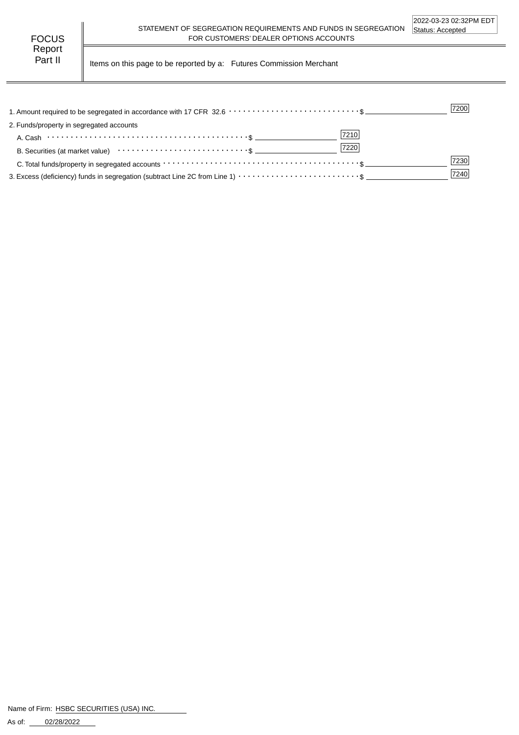FOCUS Report Part II

STATEMENT OF SEGREGATION REQUIREMENTS AND FUNDS IN SEGREGATION FOR CUSTOMERS' DEALER OPTIONS ACCOUNTS

2022-03-23 02:32PM EDT
Status: Accepted

Items on this page to be reported by a: Futures Commission Merchant

| Item | | | Code |
|---|---|---|---|
| 1. Amount required to be segregated in accordance with 17 CFR 32.6 | | $ | 7200 |
| 2. Funds/property in segregated accounts | | | |
| A. Cash | $ | | 7210 |
| B. Securities (at market value) | $ | | 7220 |
| C. Total funds/property in segregated accounts | | $ | 7230 |
| 3. Excess (deficiency) funds in segregation (subtract Line 2C from Line 1) | | $ | 7240 |

Name of Firm: HSBC SECURITIES (USA) INC.

As of: 02/28/2022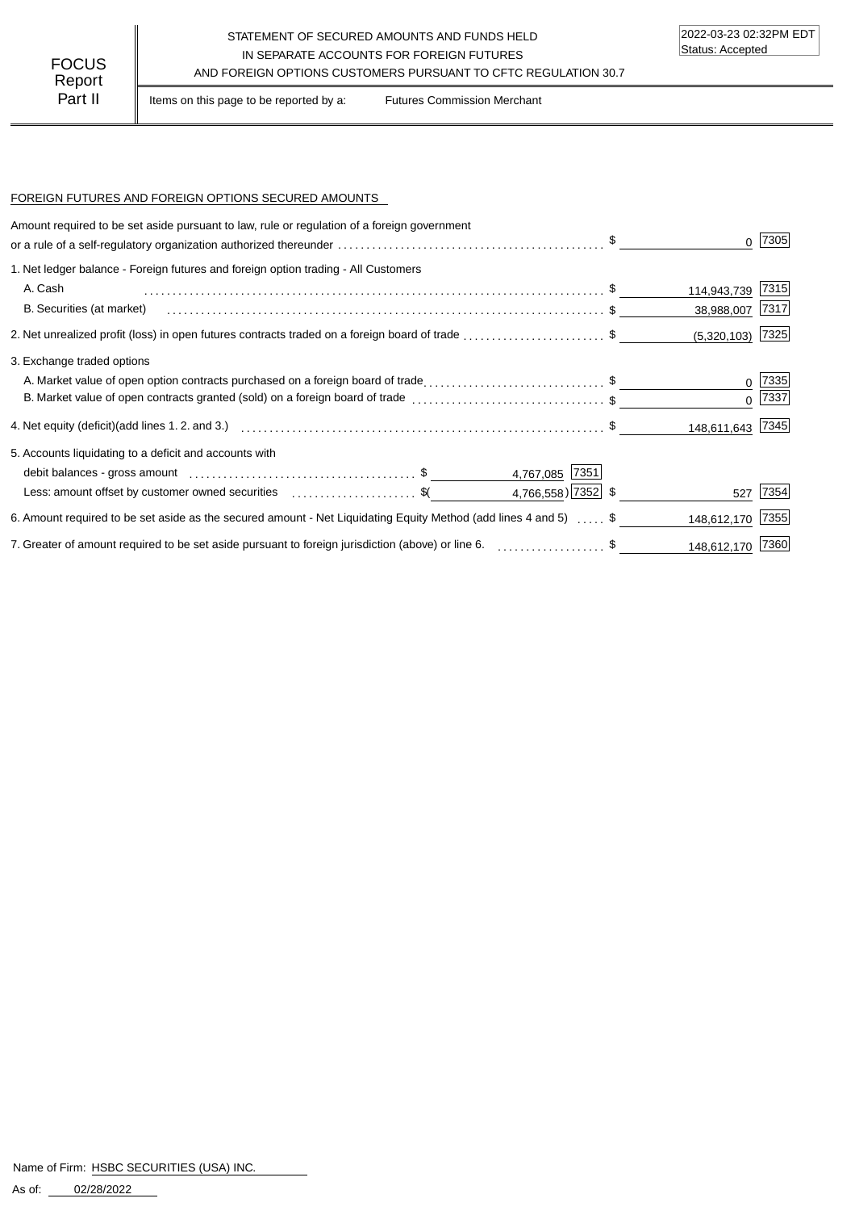FOCUS Report Part II

STATEMENT OF SECURED AMOUNTS AND FUNDS HELD IN SEPARATE ACCOUNTS FOR FOREIGN FUTURES AND FOREIGN OPTIONS CUSTOMERS PURSUANT TO CFTC REGULATION 30.7

2022-03-23 02:32PM EDT
Status: Accepted

Items on this page to be reported by a: Futures Commission Merchant

## FOREIGN FUTURES AND FOREIGN OPTIONS SECURED AMOUNTS

| Item | | | Amount | Code |
|---|---|---|---|---|
| Amount required to be set aside pursuant to law, rule or regulation of a foreign government or a rule of a self-regulatory organization authorized thereunder | | | $ 0 | 7305 |
| 1. Net ledger balance - Foreign futures and foreign option trading - All Customers | | | | |
| A. Cash | | | $ 114,943,739 | 7315 |
| B. Securities (at market) | | | $ 38,988,007 | 7317 |
| 2. Net unrealized profit (loss) in open futures contracts traded on a foreign board of trade | | | $ (5,320,103) | 7325 |
| 3. Exchange traded options | | | | |
| A. Market value of open option contracts purchased on a foreign board of trade | | | $ 0 | 7335 |
| B. Market value of open contracts granted (sold) on a foreign board of trade | | | $ 0 | 7337 |
| 4. Net equity (deficit)(add lines 1. 2. and 3.) | | | $ 148,611,643 | 7345 |
| 5. Accounts liquidating to a deficit and accounts with | | | | |
| debit balances - gross amount | $ 4,767,085 | 7351 | | |
| Less: amount offset by customer owned securities | $( 4,766,558) | 7352 | $ 527 | 7354 |
| 6. Amount required to be set aside as the secured amount - Net Liquidating Equity Method (add lines 4 and 5) | | | $ 148,612,170 | 7355 |
| 7. Greater of amount required to be set aside pursuant to foreign jurisdiction (above) or line 6. | | | $ 148,612,170 | 7360 |

Name of Firm: HSBC SECURITIES (USA) INC.

As of: 02/28/2022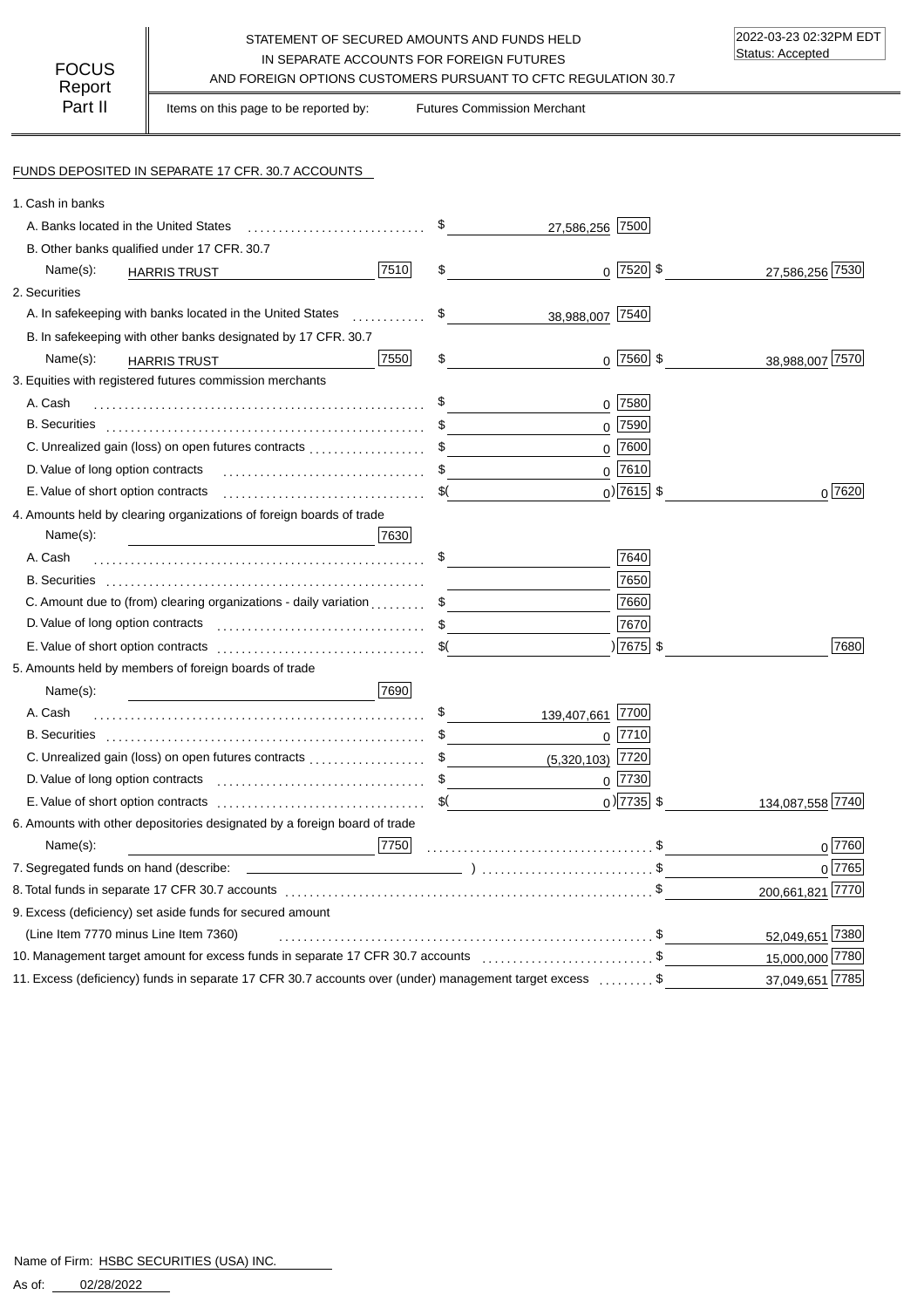FOCUS Report Part II

STATEMENT OF SECURED AMOUNTS AND FUNDS HELD IN SEPARATE ACCOUNTS FOR FOREIGN FUTURES AND FOREIGN OPTIONS CUSTOMERS PURSUANT TO CFTC REGULATION 30.7

2022-03-23 02:32PM EDT
Status: Accepted

Items on this page to be reported by: Futures Commission Merchant

## FUNDS DEPOSITED IN SEPARATE 17 CFR. 30.7 ACCOUNTS

| | | | | |
|---|---|---|---|---|
| 1. Cash in banks | | | | |
| A. Banks located in the United States | $ 27,586,256 | 7500 | | |
| B. Other banks qualified under 17 CFR. 30.7 | | | | |
| Name(s): HARRIS TRUST 7510 | $ 0 | 7520 | $ 27,586,256 | 7530 |
| 2. Securities | | | | |
| A. In safekeeping with banks located in the United States | $ 38,988,007 | 7540 | | |
| B. In safekeeping with other banks designated by 17 CFR. 30.7 | | | | |
| Name(s): HARRIS TRUST 7550 | $ 0 | 7560 | $ 38,988,007 | 7570 |
| 3. Equities with registered futures commission merchants | | | | |
| A. Cash | $ 0 | 7580 | | |
| B. Securities | $ 0 | 7590 | | |
| C. Unrealized gain (loss) on open futures contracts | $ 0 | 7600 | | |
| D. Value of long option contracts | $ 0 | 7610 | | |
| E. Value of short option contracts | $( 0) | 7615 | $ 0 | 7620 |
| 4. Amounts held by clearing organizations of foreign boards of trade | | | | |
| Name(s): 7630 | | | | |
| A. Cash | $ | 7640 | | |
| B. Securities | | 7650 | | |
| C. Amount due to (from) clearing organizations - daily variation | $ | 7660 | | |
| D. Value of long option contracts | $ | 7670 | | |
| E. Value of short option contracts | $( ) | 7675 | $ | 7680 |
| 5. Amounts held by members of foreign boards of trade | | | | |
| Name(s): 7690 | | | | |
| A. Cash | $ 139,407,661 | 7700 | | |
| B. Securities | $ 0 | 7710 | | |
| C. Unrealized gain (loss) on open futures contracts | $ (5,320,103) | 7720 | | |
| D. Value of long option contracts | $ 0 | 7730 | | |
| E. Value of short option contracts | $( 0) | 7735 | $ 134,087,558 | 7740 |
| 6. Amounts with other depositories designated by a foreign board of trade | | | | |
| Name(s): 7750 | | | $ 0 | 7760 |
| 7. Segregated funds on hand (describe: ) | | | $ 0 | 7765 |
| 8. Total funds in separate 17 CFR 30.7 accounts | | | $ 200,661,821 | 7770 |
| 9. Excess (deficiency) set aside funds for secured amount (Line Item 7770 minus Line Item 7360) | | | $ 52,049,651 | 7380 |
| 10. Management target amount for excess funds in separate 17 CFR 30.7 accounts | | | $ 15,000,000 | 7780 |
| 11. Excess (deficiency) funds in separate 17 CFR 30.7 accounts over (under) management target excess | | | $ 37,049,651 | 7785 |

Name of Firm: HSBC SECURITIES (USA) INC.

As of: 02/28/2022